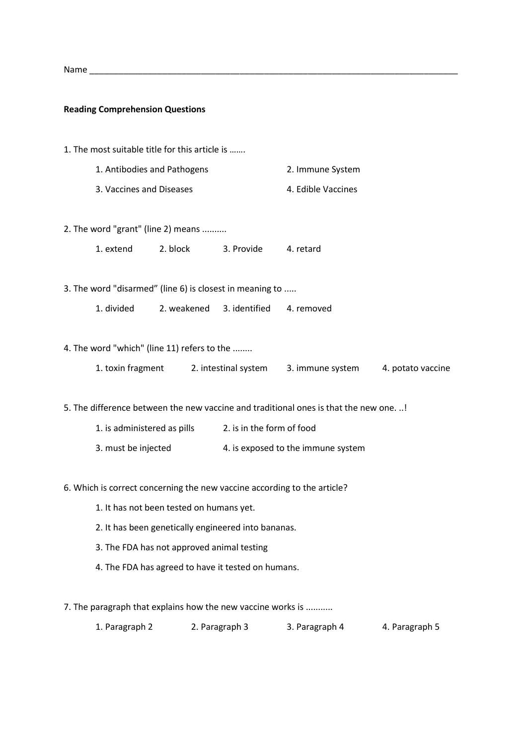Name ______________________________________________________________________________

**Reading Comprehension Questions**

1. The most suitable title for this article is …….

    1. Antibodies and Pathogens    2. Immune System

    3. Vaccines and Diseases    4. Edible Vaccines

2. The word "grant" (line 2) means ..........

    1. extend    2. block    3. Provide    4. retard

3. The word "disarmed" (line 6) is closest in meaning to .....

    1. divided    2. weakened    3. identified    4. removed

4. The word "which" (line 11) refers to the ........

    1. toxin fragment    2. intestinal system    3. immune system    4. potato vaccine

5. The difference between the new vaccine and traditional ones is that the new one. ..!

    1. is administered as pills    2. is in the form of food

    3. must be injected    4. is exposed to the immune system

6. Which is correct concerning the new vaccine according to the article?

    1. It has not been tested on humans yet.

    2. It has been genetically engineered into bananas.

    3. The FDA has not approved animal testing

    4. The FDA has agreed to have it tested on humans.

7. The paragraph that explains how the new vaccine works is ...........

    1. Paragraph 2    2. Paragraph 3    3. Paragraph 4    4. Paragraph 5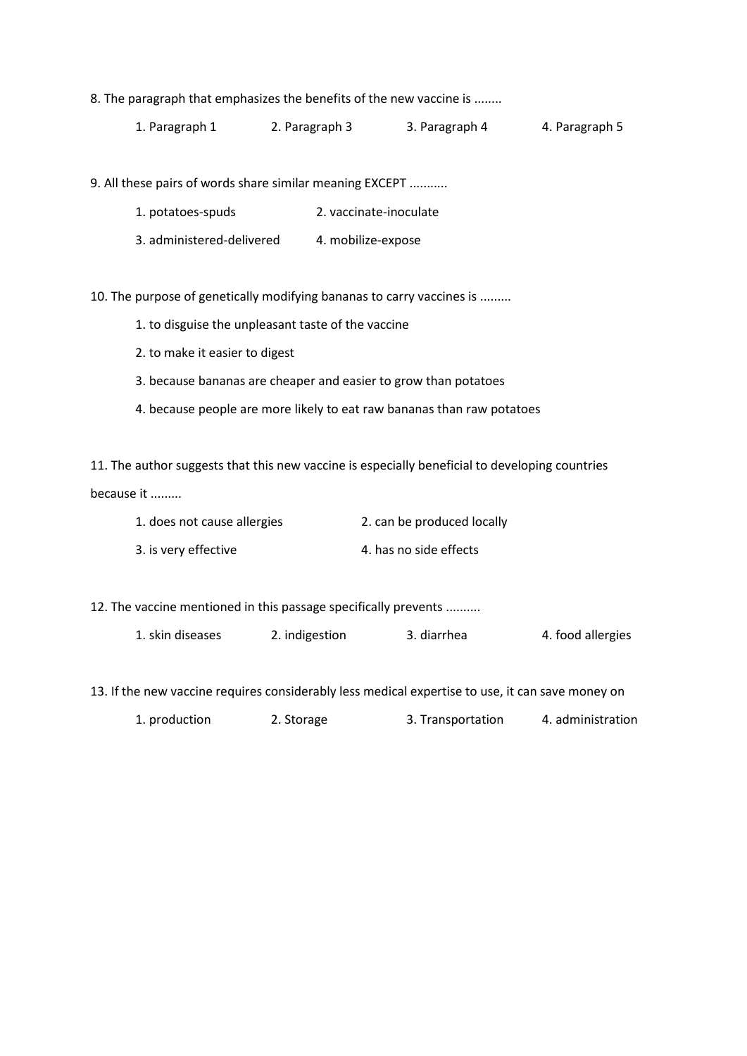8. The paragraph that emphasizes the benefits of the new vaccine is ........

1. Paragraph 1  2. Paragraph 3  3. Paragraph 4  4. Paragraph 5

9. All these pairs of words share similar meaning EXCEPT ...........

1. potatoes-spuds  2. vaccinate-inoculate

3. administered-delivered  4. mobilize-expose

10. The purpose of genetically modifying bananas to carry vaccines is .........

1. to disguise the unpleasant taste of the vaccine

2. to make it easier to digest

3. because bananas are cheaper and easier to grow than potatoes

4. because people are more likely to eat raw bananas than raw potatoes

11. The author suggests that this new vaccine is especially beneficial to developing countries because it .........

1. does not cause allergies  2. can be produced locally

3. is very effective  4. has no side effects

12. The vaccine mentioned in this passage specifically prevents ..........

1. skin diseases  2. indigestion  3. diarrhea  4. food allergies

13. If the new vaccine requires considerably less medical expertise to use, it can save money on

1. production  2. Storage  3. Transportation  4. administration